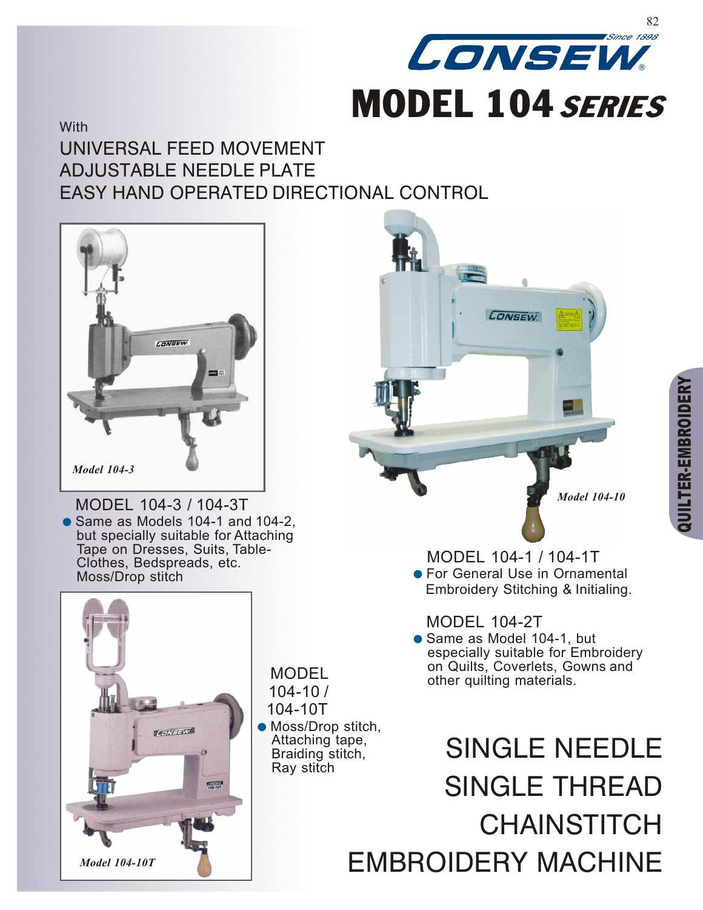# CONSEW

Since 1898

# MODEL 104 *SERIES*

With

## UNIVERSAL FEED MOVEMENT
## ADJUSTABLE NEEDLE PLATE
## EASY HAND OPERATED DIRECTIONAL CONTROL

*Model 104-3*

### MODEL 104-3 / 104-3T

- Same as Models 104-1 and 104-2, but specially suitable for Attaching Tape on Dresses, Suits, Table-Clothes, Bedspreads, etc. Moss/Drop stitch

*Model 104-10*

### MODEL 104-1 / 104-1T

- For General Use in Ornamental Embroidery Stitching & Initialing.

### MODEL 104-2T

- Same as Model 104-1, but especially suitable for Embroidery on Quilts, Coverlets, Gowns and other quilting materials.

*Model 104-10T*

### MODEL 104-10 / 104-10T

- Moss/Drop stitch, Attaching tape, Braiding stitch, Ray stitch

# SINGLE NEEDLE SINGLE THREAD CHAINSTITCH EMBROIDERY MACHINE

QUILTER-EMBROIDERY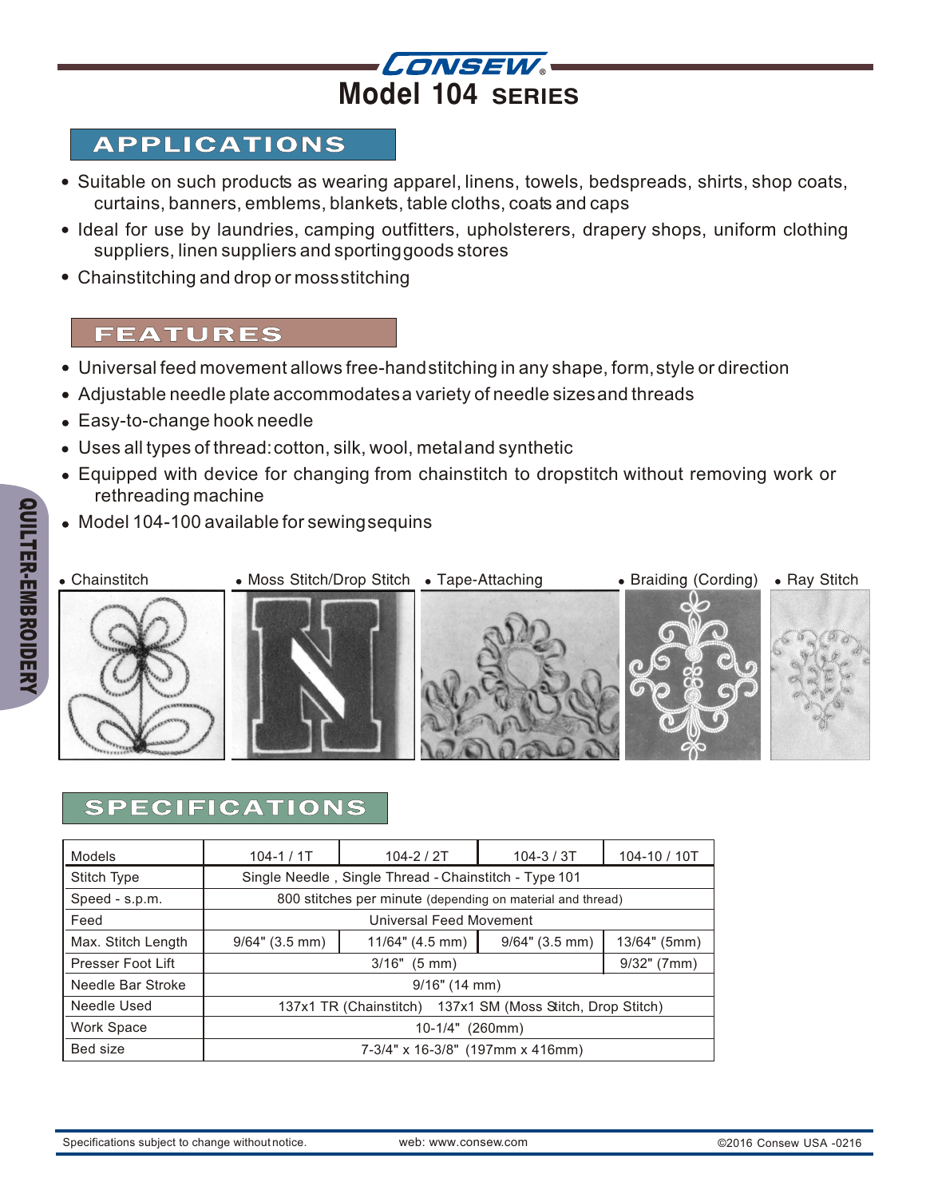# CONSEW® Model 104 SERIES

## APPLICATIONS

- Suitable on such products as wearing apparel, linens, towels, bedspreads, shirts, shop coats, curtains, banners, emblems, blankets, table cloths, coats and caps
- Ideal for use by laundries, camping outfitters, upholsterers, drapery shops, uniform clothing suppliers, linen suppliers and sporting goods stores
- Chainstitching and drop or moss stitching

## FEATURES

- Universal feed movement allows free-hand stitching in any shape, form, style or direction
- Adjustable needle plate accommodates a variety of needle sizes and threads
- Easy-to-change hook needle
- Uses all types of thread: cotton, silk, wool, metal and synthetic
- Equipped with device for changing from chainstitch to dropstitch without removing work or rethreading machine
- Model 104-100 available for sewing sequins

- Chainstitch
- Moss Stitch/Drop Stitch
- Tape-Attaching
- Braiding (Cording)
- Ray Stitch

QUILTER-EMBROIDERY

## SPECIFICATIONS

| Models | 104-1 / 1T | 104-2 / 2T | 104-3 / 3T | 104-10 / 10T |
|---|---|---|---|---|
| Stitch Type | Single Needle , Single Thread - Chainstitch - Type 101 | | | |
| Speed - s.p.m. | 800 stitches per minute (depending on material and thread) | | | |
| Feed | Universal Feed Movement | | | |
| Max. Stitch Length | 9/64" (3.5 mm) | 11/64" (4.5 mm) | 9/64" (3.5 mm) | 13/64" (5mm) |
| Presser Foot Lift | 3/16" (5 mm) | | | 9/32" (7mm) |
| Needle Bar Stroke | 9/16" (14 mm) | | | |
| Needle Used | 137x1 TR (Chainstitch) 137x1 SM (Moss Stitch, Drop Stitch) | | | |
| Work Space | 10-1/4" (260mm) | | | |
| Bed size | 7-3/4" x 16-3/8" (197mm x 416mm) | | | |

Specifications subject to change without notice. web: www.consew.com ©2016 Consew USA -0216